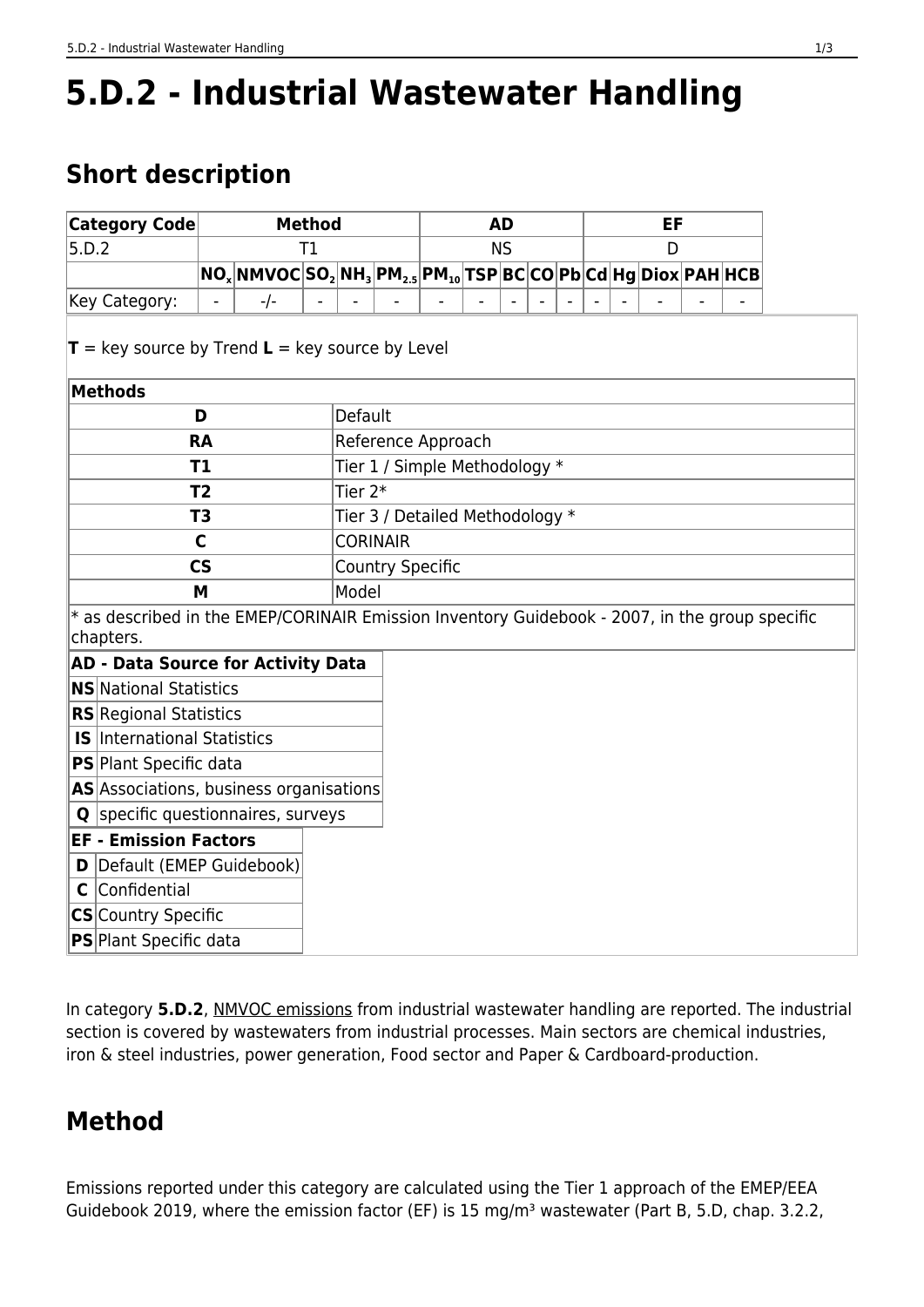# 5.D.2 - Industrial Wastewater Handling

## Short description

| Category Code | Method | | | | | AD | | | | EF | | | | | | |
|---|---|---|---|---|---|---|---|---|---|---|---|---|---|---|---|---|
| 5.D.2 | T1 | | | | | NS | | | | D | | | | | | |
| | $NO_x$ | NMVOC | $SO_2$ | $NH_3$ | $PM_{2.5}$ | $PM_{10}$ | TSP | BC | CO | Pb | Cd | Hg | Diox | PAH | HCB | |
| Key Category: | - | -/- | - | - | - | - | - | - | - | - | - | - | - | - | - | |

**T** = key source by Trend **L** = key source by Level

| Methods | |
|---|---|
| **D** | Default |
| **RA** | Reference Approach |
| **T1** | Tier 1 / Simple Methodology * |
| **T2** | Tier 2* |
| **T3** | Tier 3 / Detailed Methodology * |
| **C** | CORINAIR |
| **CS** | Country Specific |
| **M** | Model |

* as described in the EMEP/CORINAIR Emission Inventory Guidebook - 2007, in the group specific chapters.

| AD - Data Source for Activity Data | |
|---|---|
| **NS** | National Statistics |
| **RS** | Regional Statistics |
| **IS** | International Statistics |
| **PS** | Plant Specific data |
| **AS** | Associations, business organisations |
| **Q** | specific questionnaires, surveys |

| EF - Emission Factors | |
|---|---|
| **D** | Default (EMEP Guidebook) |
| **C** | Confidential |
| **CS** | Country Specific |
| **PS** | Plant Specific data |

In category **5.D.2**, NMVOC emissions from industrial wastewater handling are reported. The industrial section is covered by wastewaters from industrial processes. Main sectors are chemical industries, iron & steel industries, power generation, Food sector and Paper & Cardboard-production.

## Method

Emissions reported under this category are calculated using the Tier 1 approach of the EMEP/EEA Guidebook 2019, where the emission factor (EF) is 15 mg/m³ wastewater (Part B, 5.D, chap. 3.2.2,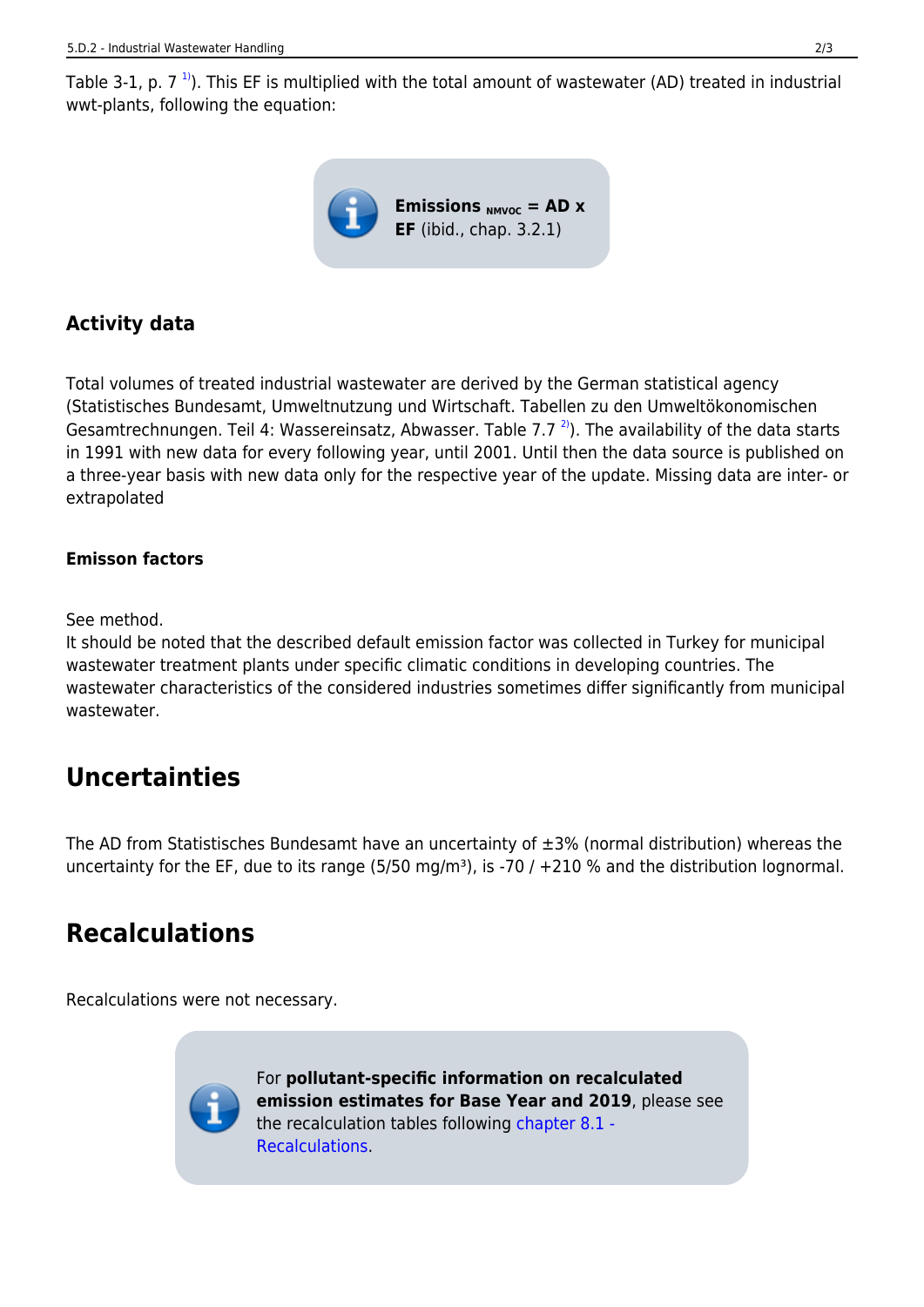Table 3-1, p. 7 [1]). This EF is multiplied with the total amount of wastewater (AD) treated in industrial wwt-plants, following the equation:

> **Emissions $_{NMVOC}$ = AD x EF** (ibid., chap. 3.2.1)

### Activity data

Total volumes of treated industrial wastewater are derived by the German statistical agency (Statistisches Bundesamt, Umweltnutzung und Wirtschaft. Tabellen zu den Umweltökonomischen Gesamtrechnungen. Teil 4: Wassereinsatz, Abwasser. Table 7.7 [2]). The availability of the data starts in 1991 with new data for every following year, until 2001. Until then the data source is published on a three-year basis with new data only for the respective year of the update. Missing data are inter- or extrapolated

#### Emisson factors

See method.
It should be noted that the described default emission factor was collected in Turkey for municipal wastewater treatment plants under specific climatic conditions in developing countries. The wastewater characteristics of the considered industries sometimes differ significantly from municipal wastewater.

## Uncertainties

The AD from Statistisches Bundesamt have an uncertainty of ±3% (normal distribution) whereas the uncertainty for the EF, due to its range (5/50 mg/m³), is -70 / +210 % and the distribution lognormal.

## Recalculations

Recalculations were not necessary.

> For **pollutant-specific information on recalculated emission estimates for Base Year and 2019**, please see the recalculation tables following chapter 8.1 - Recalculations.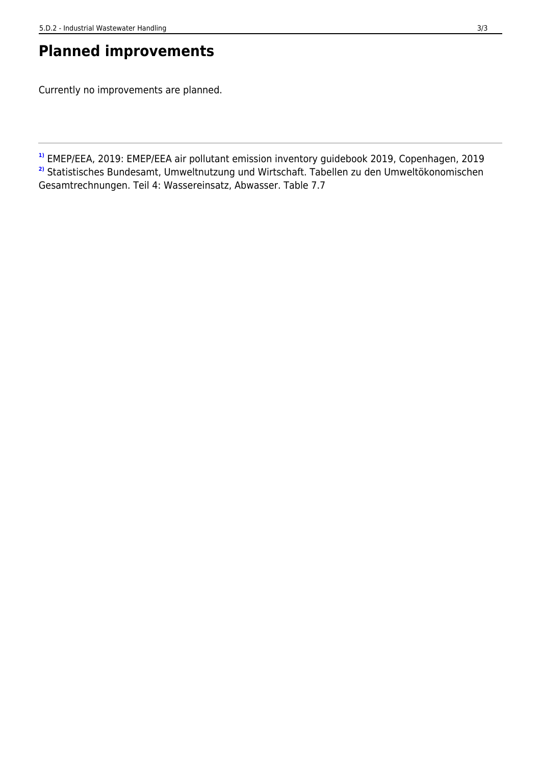## Planned improvements

Currently no improvements are planned.

---

[1] EMEP/EEA, 2019: EMEP/EEA air pollutant emission inventory guidebook 2019, Copenhagen, 2019
[2] Statistisches Bundesamt, Umweltnutzung und Wirtschaft. Tabellen zu den Umweltökonomischen Gesamtrechnungen. Teil 4: Wassereinsatz, Abwasser. Table 7.7